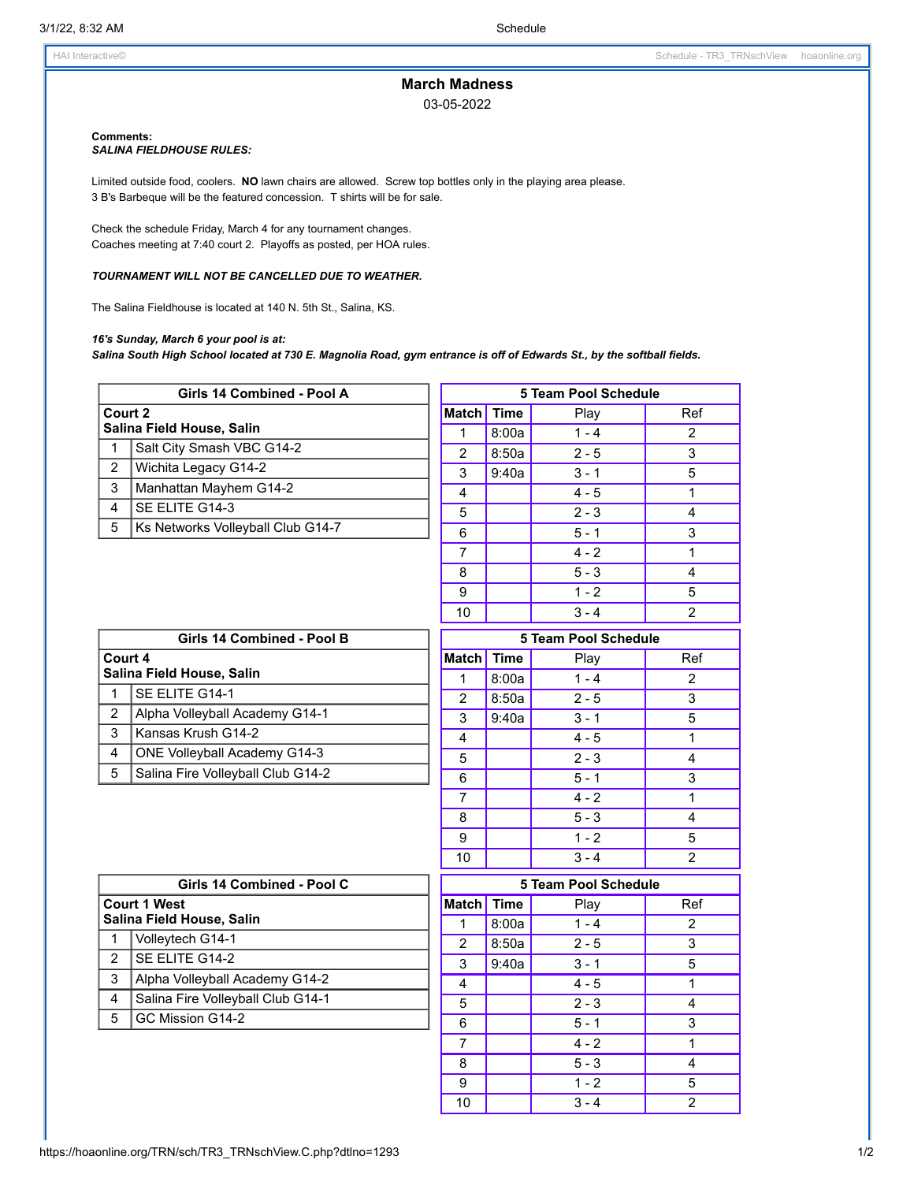# March Madness

03-05-2022

**Comments:**
***SALINA FIELDHOUSE RULES:***

Limited outside food, coolers. **NO** lawn chairs are allowed. Screw top bottles only in the playing area please.
3 B's Barbeque will be the featured concession. T shirts will be for sale.

Check the schedule Friday, March 4 for any tournament changes.
Coaches meeting at 7:40 court 2. Playoffs as posted, per HOA rules.

***TOURNAMENT WILL NOT BE CANCELLED DUE TO WEATHER.***

The Salina Fieldhouse is located at 140 N. 5th St., Salina, KS.

***16's Sunday, March 6 your pool is at:***
***Salina South High School located at 730 E. Magnolia Road, gym entrance is off of Edwards St., by the softball fields.***

| Girls 14 Combined - Pool A | |
|---|---|
| **Court 2 Salina Field House, Salin** | |
| 1 | Salt City Smash VBC G14-2 |
| 2 | Wichita Legacy G14-2 |
| 3 | Manhattan Mayhem G14-2 |
| 4 | SE ELITE G14-3 |
| 5 | Ks Networks Volleyball Club G14-7 |

| 5 Team Pool Schedule | | | |
|---|---|---|---|
| **Match** | **Time** | Play | Ref |
| 1 | 8:00a | 1 - 4 | 2 |
| 2 | 8:50a | 2 - 5 | 3 |
| 3 | 9:40a | 3 - 1 | 5 |
| 4 | | 4 - 5 | 1 |
| 5 | | 2 - 3 | 4 |
| 6 | | 5 - 1 | 3 |
| 7 | | 4 - 2 | 1 |
| 8 | | 5 - 3 | 4 |
| 9 | | 1 - 2 | 5 |
| 10 | | 3 - 4 | 2 |

| Girls 14 Combined - Pool B | |
|---|---|
| **Court 4 Salina Field House, Salin** | |
| 1 | SE ELITE G14-1 |
| 2 | Alpha Volleyball Academy G14-1 |
| 3 | Kansas Krush G14-2 |
| 4 | ONE Volleyball Academy G14-3 |
| 5 | Salina Fire Volleyball Club G14-2 |

| 5 Team Pool Schedule | | | |
|---|---|---|---|
| **Match** | **Time** | Play | Ref |
| 1 | 8:00a | 1 - 4 | 2 |
| 2 | 8:50a | 2 - 5 | 3 |
| 3 | 9:40a | 3 - 1 | 5 |
| 4 | | 4 - 5 | 1 |
| 5 | | 2 - 3 | 4 |
| 6 | | 5 - 1 | 3 |
| 7 | | 4 - 2 | 1 |
| 8 | | 5 - 3 | 4 |
| 9 | | 1 - 2 | 5 |
| 10 | | 3 - 4 | 2 |

| Girls 14 Combined - Pool C | |
|---|---|
| **Court 1 West Salina Field House, Salin** | |
| 1 | Volleytech G14-1 |
| 2 | SE ELITE G14-2 |
| 3 | Alpha Volleyball Academy G14-2 |
| 4 | Salina Fire Volleyball Club G14-1 |
| 5 | GC Mission G14-2 |

| 5 Team Pool Schedule | | | |
|---|---|---|---|
| **Match** | **Time** | Play | Ref |
| 1 | 8:00a | 1 - 4 | 2 |
| 2 | 8:50a | 2 - 5 | 3 |
| 3 | 9:40a | 3 - 1 | 5 |
| 4 | | 4 - 5 | 1 |
| 5 | | 2 - 3 | 4 |
| 6 | | 5 - 1 | 3 |
| 7 | | 4 - 2 | 1 |
| 8 | | 5 - 3 | 4 |
| 9 | | 1 - 2 | 5 |
| 10 | | 3 - 4 | 2 |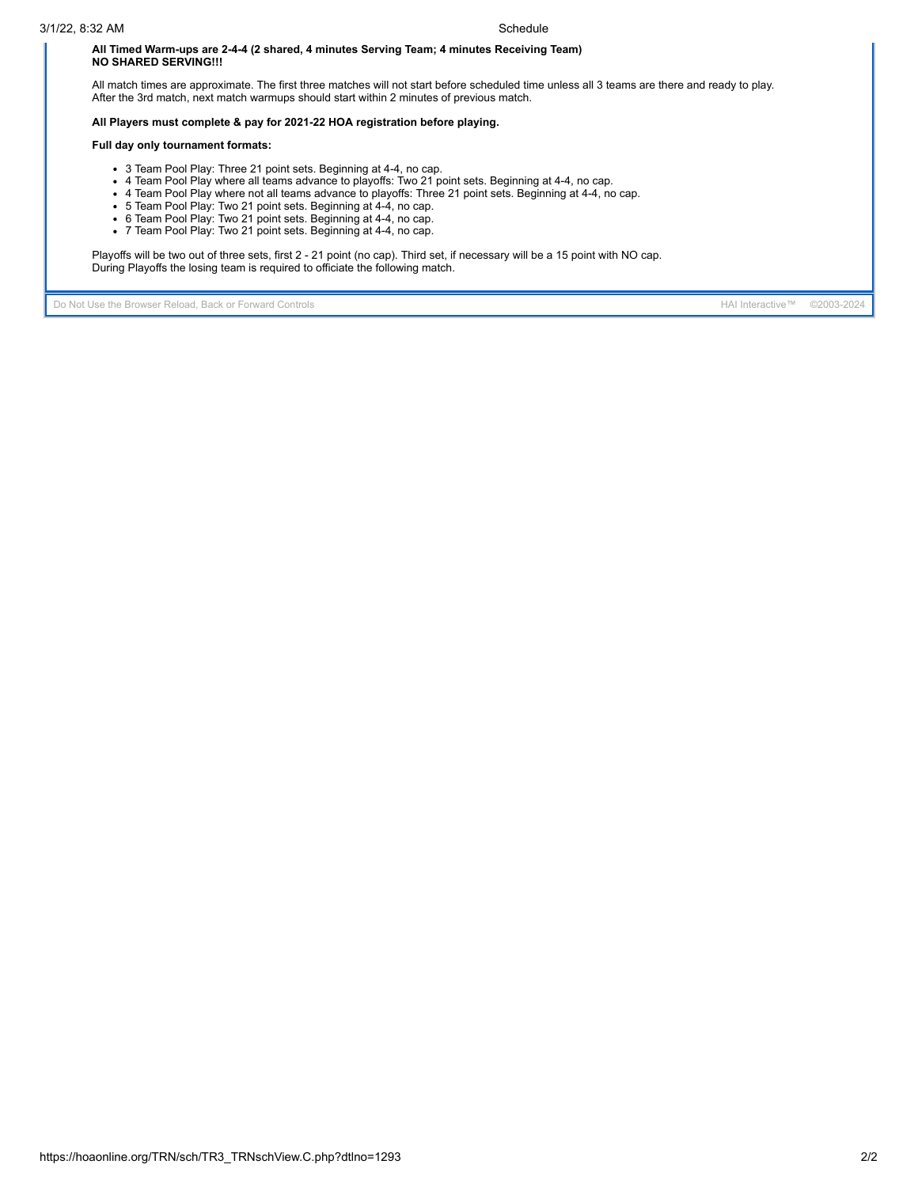**All Timed Warm-ups are 2-4-4 (2 shared, 4 minutes Serving Team; 4 minutes Receiving Team)**
**NO SHARED SERVING!!!**

All match times are approximate. The first three matches will not start before scheduled time unless all 3 teams are there and ready to play. After the 3rd match, next match warmups should start within 2 minutes of previous match.

**All Players must complete & pay for 2021-22 HOA registration before playing.**

**Full day only tournament formats:**

- 3 Team Pool Play: Three 21 point sets. Beginning at 4-4, no cap.
- 4 Team Pool Play where all teams advance to playoffs: Two 21 point sets. Beginning at 4-4, no cap.
- 4 Team Pool Play where not all teams advance to playoffs: Three 21 point sets. Beginning at 4-4, no cap.
- 5 Team Pool Play: Two 21 point sets. Beginning at 4-4, no cap.
- 6 Team Pool Play: Two 21 point sets. Beginning at 4-4, no cap.
- 7 Team Pool Play: Two 21 point sets. Beginning at 4-4, no cap.

Playoffs will be two out of three sets, first 2 - 21 point (no cap). Third set, if necessary will be a 15 point with NO cap.
During Playoffs the losing team is required to officiate the following match.

Do Not Use the Browser Reload, Back or Forward Controls HAI Interactive™ ©2003-2024